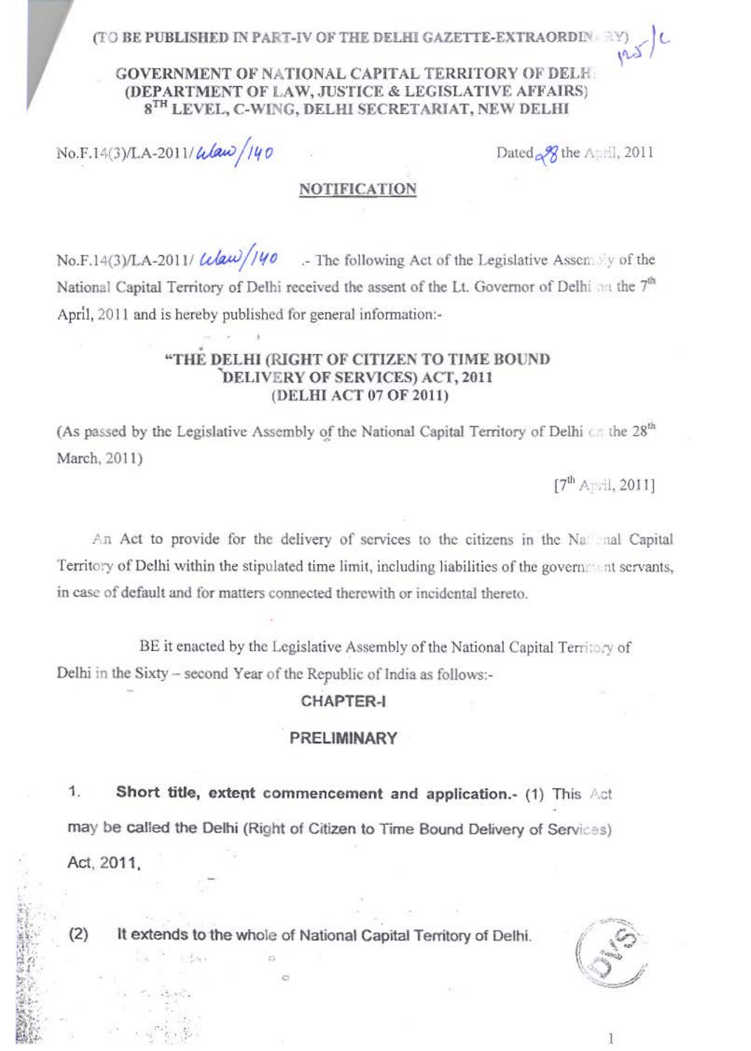(TO BE PUBLISHED IN PART-IV OF THE DELHI GAZETTE-EXTRAORDINARY)

**GOVERNMENT OF NATIONAL CAPITAL TERRITORY OF DELHI**
**(DEPARTMENT OF LAW, JUSTICE & LEGISLATIVE AFFAIRS)**
**8TH LEVEL, C-WING, DELHI SECRETARIAT, NEW DELHI**

No.F.14(3)/LA-2011/ Llaw/140 Dated 28 the April, 2011

**NOTIFICATION**

No.F.14(3)/LA-2011/ Llaw/140 .- The following Act of the Legislative Assembly of the National Capital Territory of Delhi received the assent of the Lt. Governor of Delhi on the 7th April, 2011 and is hereby published for general information:-

**"THE DELHI (RIGHT OF CITIZEN TO TIME BOUND DELIVERY OF SERVICES) ACT, 2011**
**(DELHI ACT 07 OF 2011)**

(As passed by the Legislative Assembly of the National Capital Territory of Delhi on the 28th March, 2011)

[7th April, 2011]

An Act to provide for the delivery of services to the citizens in the National Capital Territory of Delhi within the stipulated time limit, including liabilities of the government servants, in case of default and for matters connected therewith or incidental thereto.

BE it enacted by the Legislative Assembly of the National Capital Territory of Delhi in the Sixty – second Year of the Republic of India as follows:-

## CHAPTER-I

## PRELIMINARY

1. **Short title, extent commencement and application.-** (1) This Act may be called the Delhi (Right of Citizen to Time Bound Delivery of Services) Act, 2011.

(2) It extends to the whole of National Capital Territory of Delhi.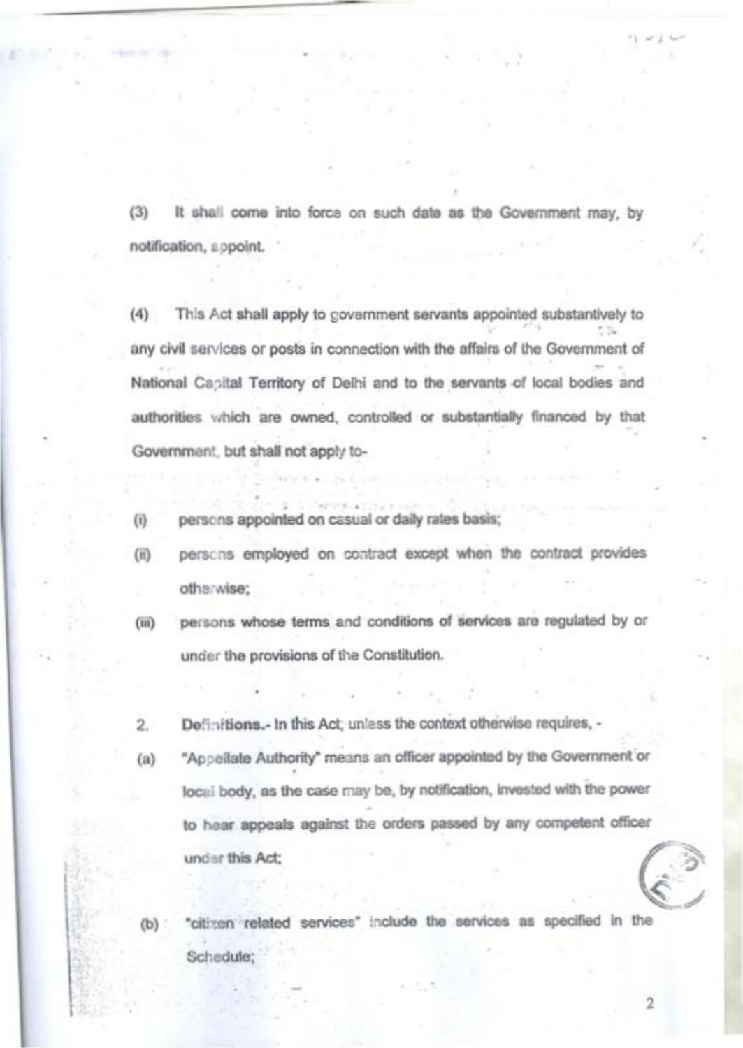(3) It shall come into force on such date as the Government may, by notification, appoint.

(4) This Act shall apply to government servants appointed substantively to any civil services or posts in connection with the affairs of the Government of National Capital Territory of Delhi and to the servants of local bodies and authorities which are owned, controlled or substantially financed by that Government, but shall not apply to-

(i) persons appointed on casual or daily rates basis;

(ii) persons employed on contract except when the contract provides otherwise;

(iii) persons whose terms and conditions of services are regulated by or under the provisions of the Constitution.

2. **Definitions.-** In this Act, unless the context otherwise requires, -

(a) "Appellate Authority" means an officer appointed by the Government or local body, as the case may be, by notification, invested with the power to hear appeals against the orders passed by any competent officer under this Act;

(b) "citizen related services" include the services as specified in the Schedule;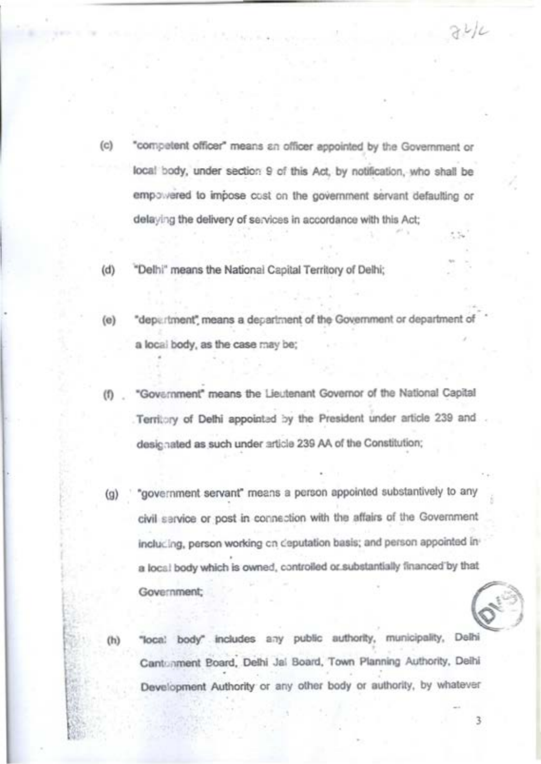(c) "competent officer" means an officer appointed by the Government or local body, under section 9 of this Act, by notification, who shall be empowered to impose cost on the government servant defaulting or delaying the delivery of services in accordance with this Act;

(d) "Delhi" means the National Capital Territory of Delhi;

(e) "department" means a department of the Government or department of a local body, as the case may be;

(f) "Government" means the Lieutenant Governor of the National Capital Territory of Delhi appointed by the President under article 239 and designated as such under article 239 AA of the Constitution;

(g) "government servant" means a person appointed substantively to any civil service or post in connection with the affairs of the Government including, person working on deputation basis; and person appointed in a local body which is owned, controlled or substantially financed by that Government;

(h) "local body" includes any public authority, municipality, Delhi Cantonment Board, Delhi Jal Board, Town Planning Authority, Delhi Development Authority or any other body or authority, by whatever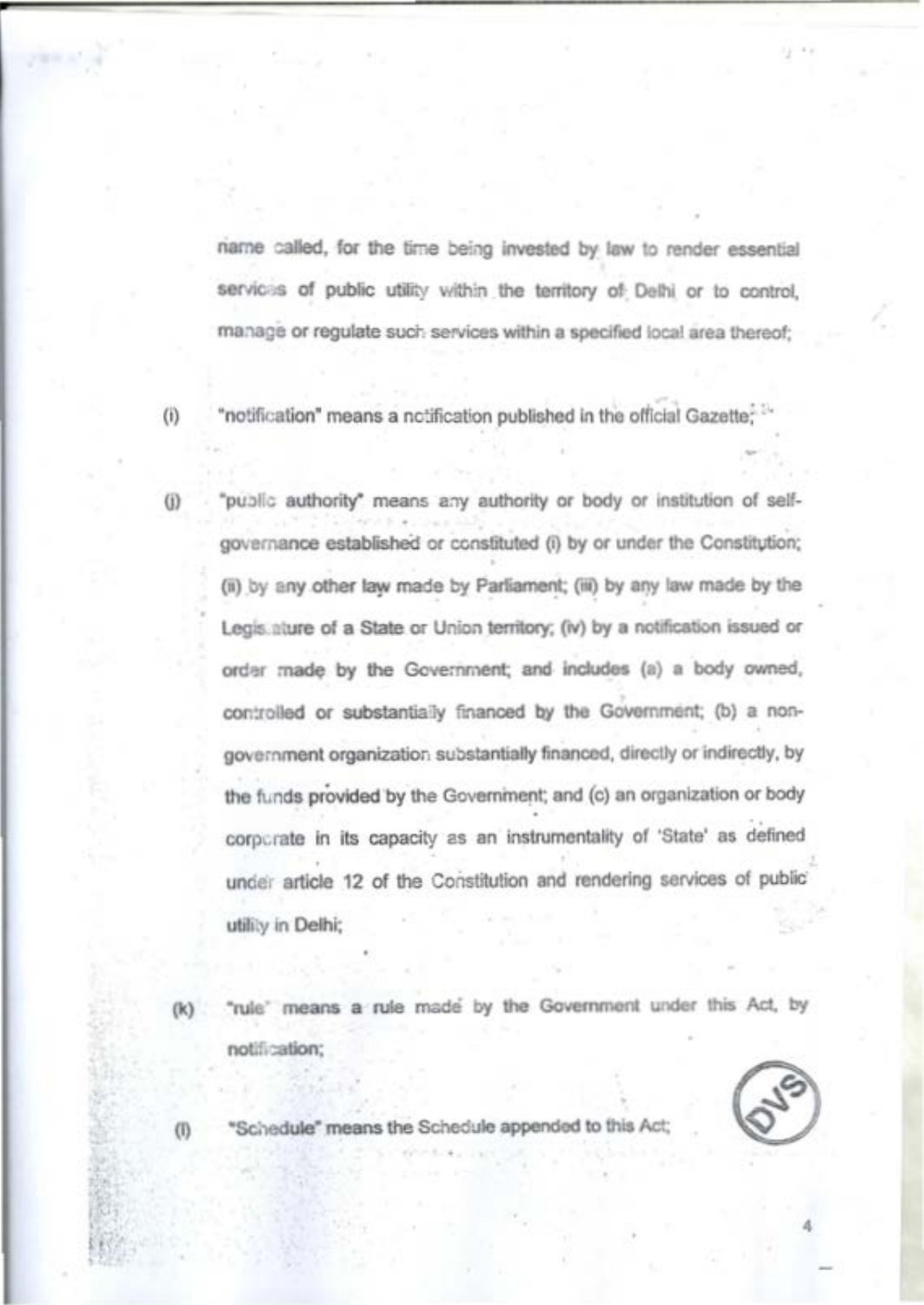name called, for the time being invested by law to render essential services of public utility within the territory of Delhi or to control, manage or regulate such services within a specified local area thereof;

(i) "notification" means a notification published in the official Gazette;

(j) "public authority" means any authority or body or institution of self-governance established or constituted (i) by or under the Constitution; (ii) by any other law made by Parliament; (iii) by any law made by the Legislature of a State or Union territory; (iv) by a notification issued or order made by the Government; and includes (a) a body owned, controlled or substantially financed by the Government; (b) a non-government organization substantially financed, directly or indirectly, by the funds provided by the Government; and (c) an organization or body corporate in its capacity as an instrumentality of 'State' as defined under article 12 of the Constitution and rendering services of public utility in Delhi;

(k) "rule" means a rule made by the Government under this Act, by notification;

(l) "Schedule" means the Schedule appended to this Act;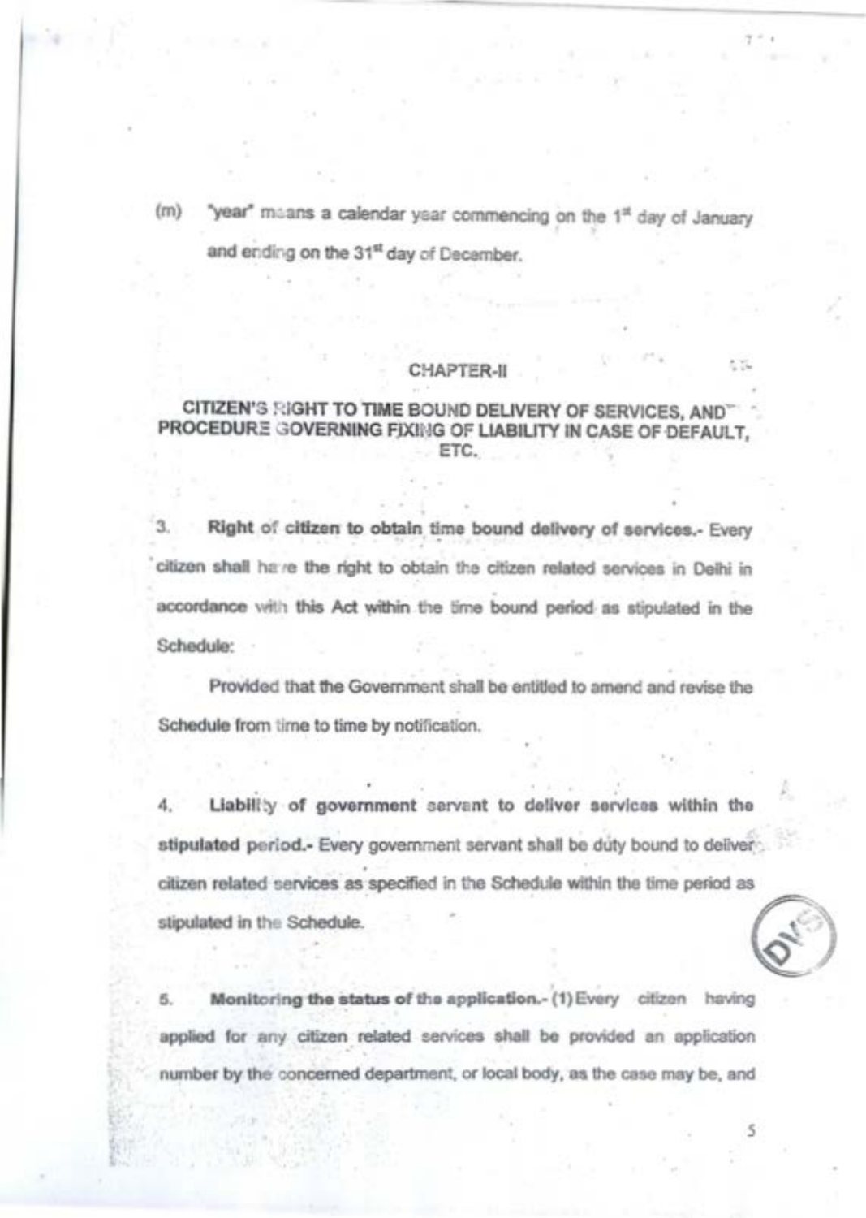(m) "year" means a calendar year commencing on the 1st day of January and ending on the 31st day of December.

## CHAPTER-II

## CITIZEN'S RIGHT TO TIME BOUND DELIVERY OF SERVICES, AND PROCEDURE GOVERNING FIXING OF LIABILITY IN CASE OF DEFAULT, ETC.

3. **Right of citizen to obtain time bound delivery of services.-** Every citizen shall have the right to obtain the citizen related services in Delhi in accordance with this Act within the time bound period as stipulated in the Schedule:

Provided that the Government shall be entitled to amend and revise the Schedule from time to time by notification.

4. **Liability of government servant to deliver services within the stipulated period.-** Every government servant shall be duty bound to deliver citizen related services as specified in the Schedule within the time period as stipulated in the Schedule.

5. **Monitoring the status of the application.-** (1) Every citizen having applied for any citizen related services shall be provided an application number by the concerned department, or local body, as the case may be, and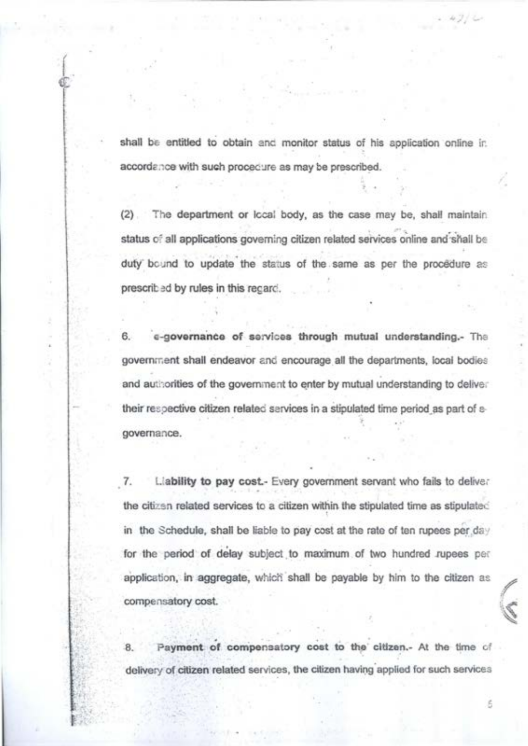shall be entitled to obtain and monitor status of his application online in accordance with such procedure as may be prescribed.

(2) The department or local body, as the case may be, shall maintain status of all applications governing citizen related services online and shall be duty bound to update the status of the same as per the procedure as prescribed by rules in this regard.

6. **e-governance of services through mutual understanding.-** The government shall endeavor and encourage all the departments, local bodies and authorities of the government to enter by mutual understanding to deliver their respective citizen related services in a stipulated time period as part of e-governance.

7. **Liability to pay cost.-** Every government servant who fails to deliver the citizen related services to a citizen within the stipulated time as stipulated in the Schedule, shall be liable to pay cost at the rate of ten rupees per day for the period of delay subject to maximum of two hundred rupees per application, in aggregate, which shall be payable by him to the citizen as compensatory cost.

8. **Payment of compensatory cost to the citizen.-** At the time of delivery of citizen related services, the citizen having applied for such services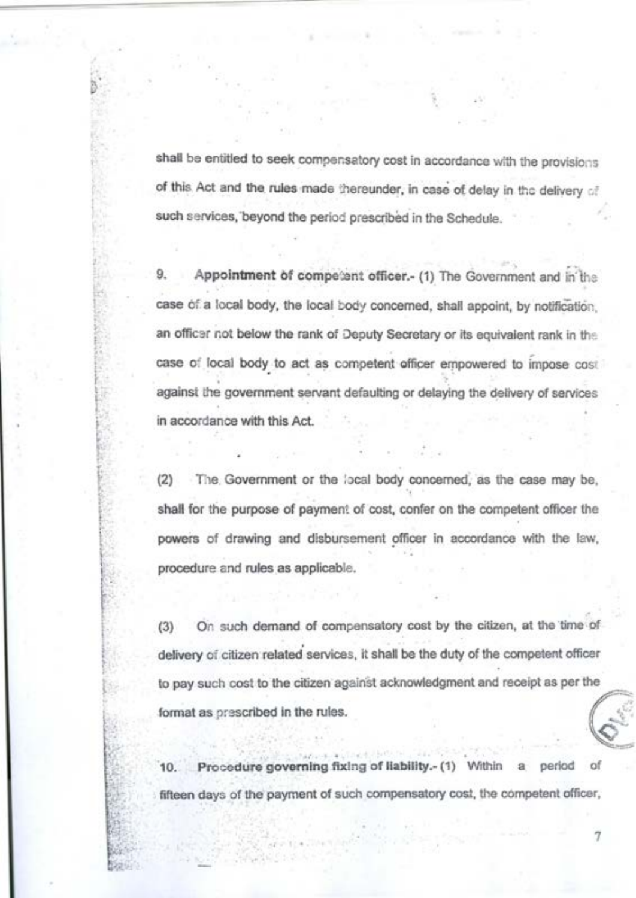shall be entitled to seek compensatory cost in accordance with the provisions of this Act and the rules made thereunder, in case of delay in the delivery of such services, beyond the period prescribed in the Schedule.

9. **Appointment of competent officer.-** (1) The Government and in the case of a local body, the local body concerned, shall appoint, by notification, an officer not below the rank of Deputy Secretary or its equivalent rank in the case of local body to act as competent officer empowered to impose cost against the government servant defaulting or delaying the delivery of services in accordance with this Act.

(2) The Government or the local body concerned, as the case may be, shall for the purpose of payment of cost, confer on the competent officer the powers of drawing and disbursement officer in accordance with the law, procedure and rules as applicable.

(3) On such demand of compensatory cost by the citizen, at the time of delivery of citizen related services, it shall be the duty of the competent officer to pay such cost to the citizen against acknowledgment and receipt as per the format as prescribed in the rules.

10. **Procedure governing fixing of liability.-** (1) Within a period of fifteen days of the payment of such compensatory cost, the competent officer,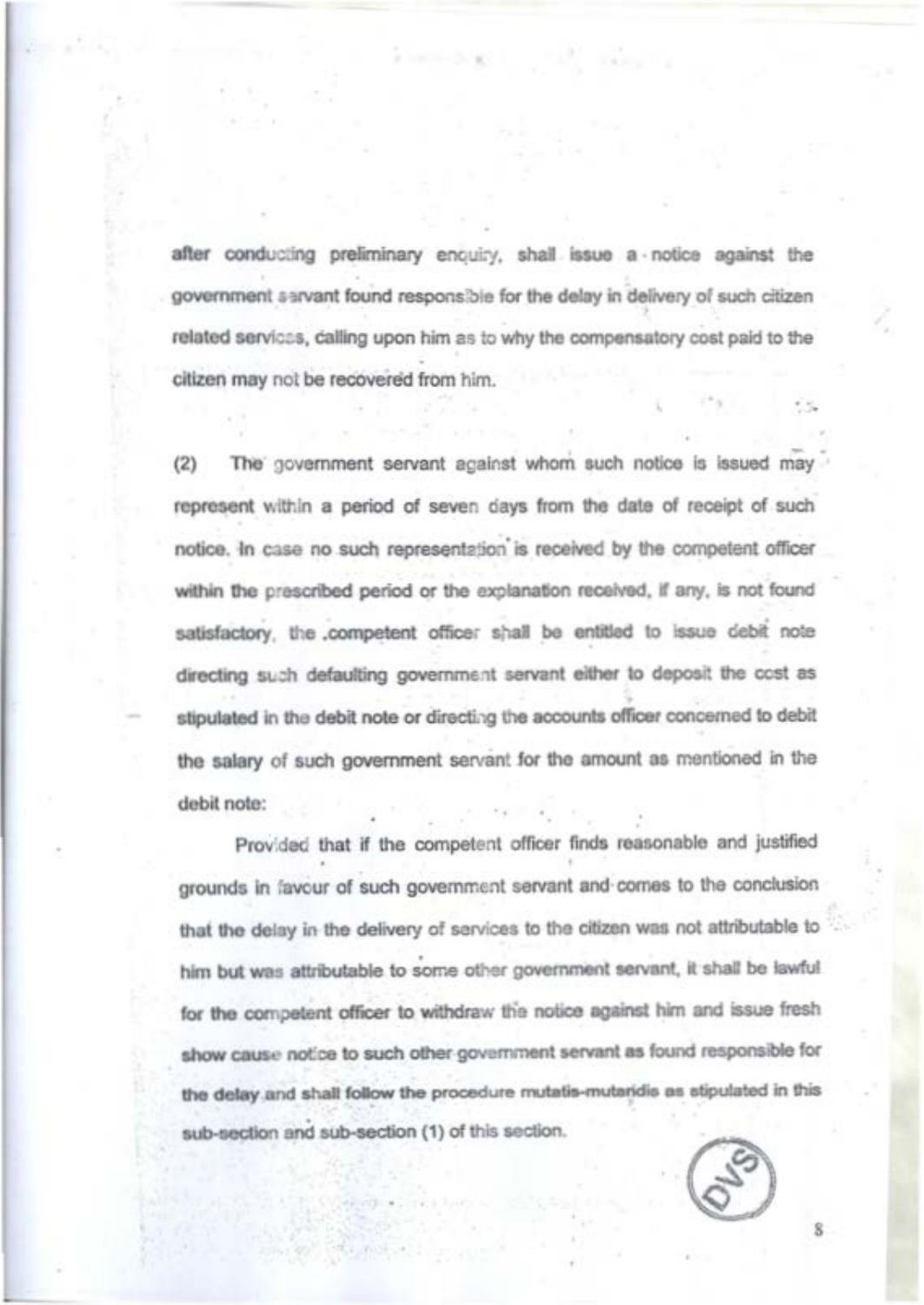after conducting preliminary enquiry, shall issue a notice against the government servant found responsible for the delay in delivery of such citizen related services, calling upon him as to why the compensatory cost paid to the citizen may not be recovered from him.

(2) The government servant against whom such notice is issued may represent within a period of seven days from the date of receipt of such notice. In case no such representation is received by the competent officer within the prescribed period or the explanation received, if any, is not found satisfactory, the .competent officer shall be entitled to issue debit note directing such defaulting government servant either to deposit the cost as stipulated in the debit note or directing the accounts officer concerned to debit the salary of such government servant for the amount as mentioned in the debit note:

Provided that if the competent officer finds reasonable and justified grounds in favour of such government servant and comes to the conclusion that the delay in the delivery of services to the citizen was not attributable to him but was attributable to some other government servant, it shall be lawful for the competent officer to withdraw the notice against him and issue fresh show cause notice to such other government servant as found responsible for the delay and shall follow the procedure mutatis-mutaridis as stipulated in this sub-section and sub-section (1) of this section.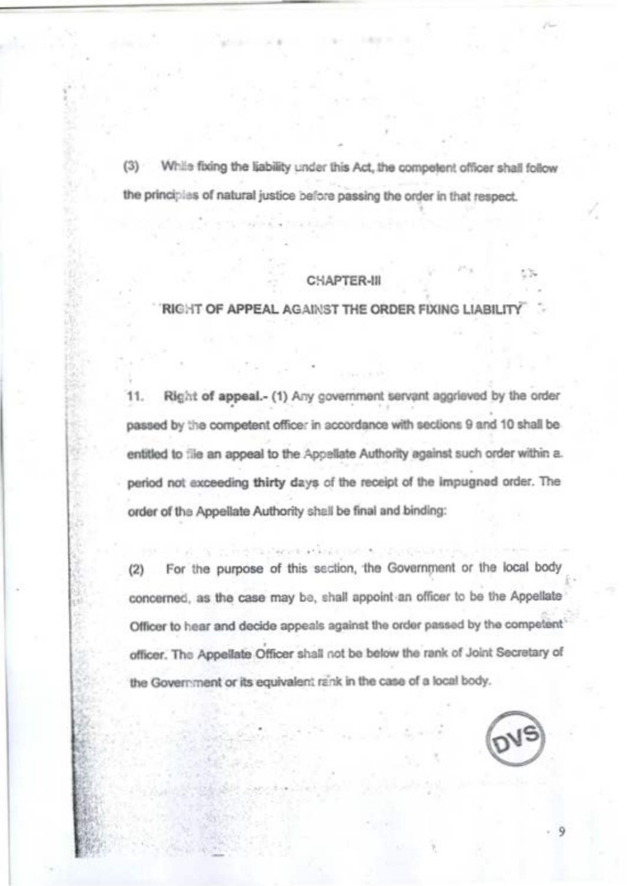(3) While fixing the liability under this Act, the competent officer shall follow the principles of natural justice before passing the order in that respect.

## CHAPTER-III

## RIGHT OF APPEAL AGAINST THE ORDER FIXING LIABILITY

11. **Right of appeal.**- (1) Any government servant aggrieved by the order passed by the competent officer in accordance with sections 9 and 10 shall be entitled to file an appeal to the Appellate Authority against such order within a period not exceeding **thirty days** of the receipt of the impugned order. The order of the Appellate Authority shall be final and binding:

(2) For the purpose of this section, the Government or the local body concerned, as the case may be, shall appoint an officer to be the Appellate Officer to hear and decide appeals against the order passed by the competent officer. The Appellate Officer shall not be below the rank of Joint Secretary of the Government or its equivalent rank in the case of a local body.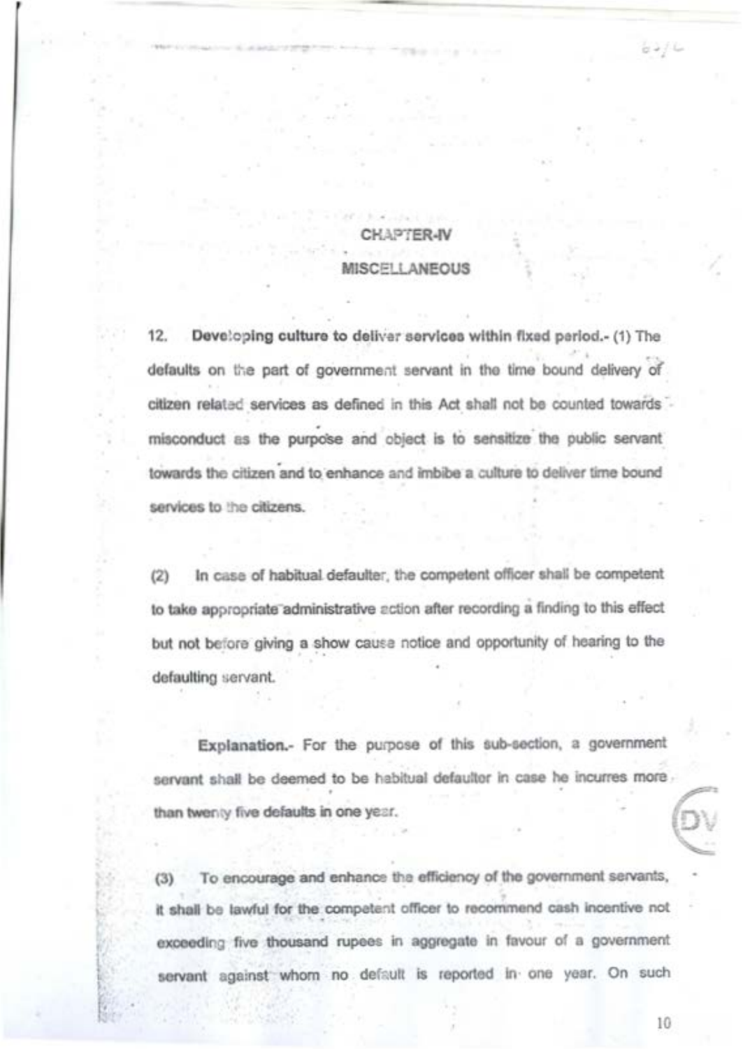## CHAPTER-IV

## MISCELLANEOUS

12. **Developing culture to deliver services within fixed period.-** (1) The defaults on the part of government servant in the time bound delivery of citizen related services as defined in this Act shall not be counted towards misconduct as the purpose and object is to sensitize the public servant towards the citizen and to enhance and imbibe a culture to deliver time bound services to the citizens.

(2) In case of habitual defaulter, the competent officer shall be competent to take appropriate administrative action after recording a finding to this effect but not before giving a show cause notice and opportunity of hearing to the defaulting servant.

**Explanation.-** For the purpose of this sub-section, a government servant shall be deemed to be habitual defaulter in case he incurres more than twenty five defaults in one year.

(3) To encourage and enhance the efficiency of the government servants, it shall be lawful for the competent officer to recommend cash incentive not exceeding five thousand rupees in aggregate in favour of a government servant against whom no default is reported in one year. On such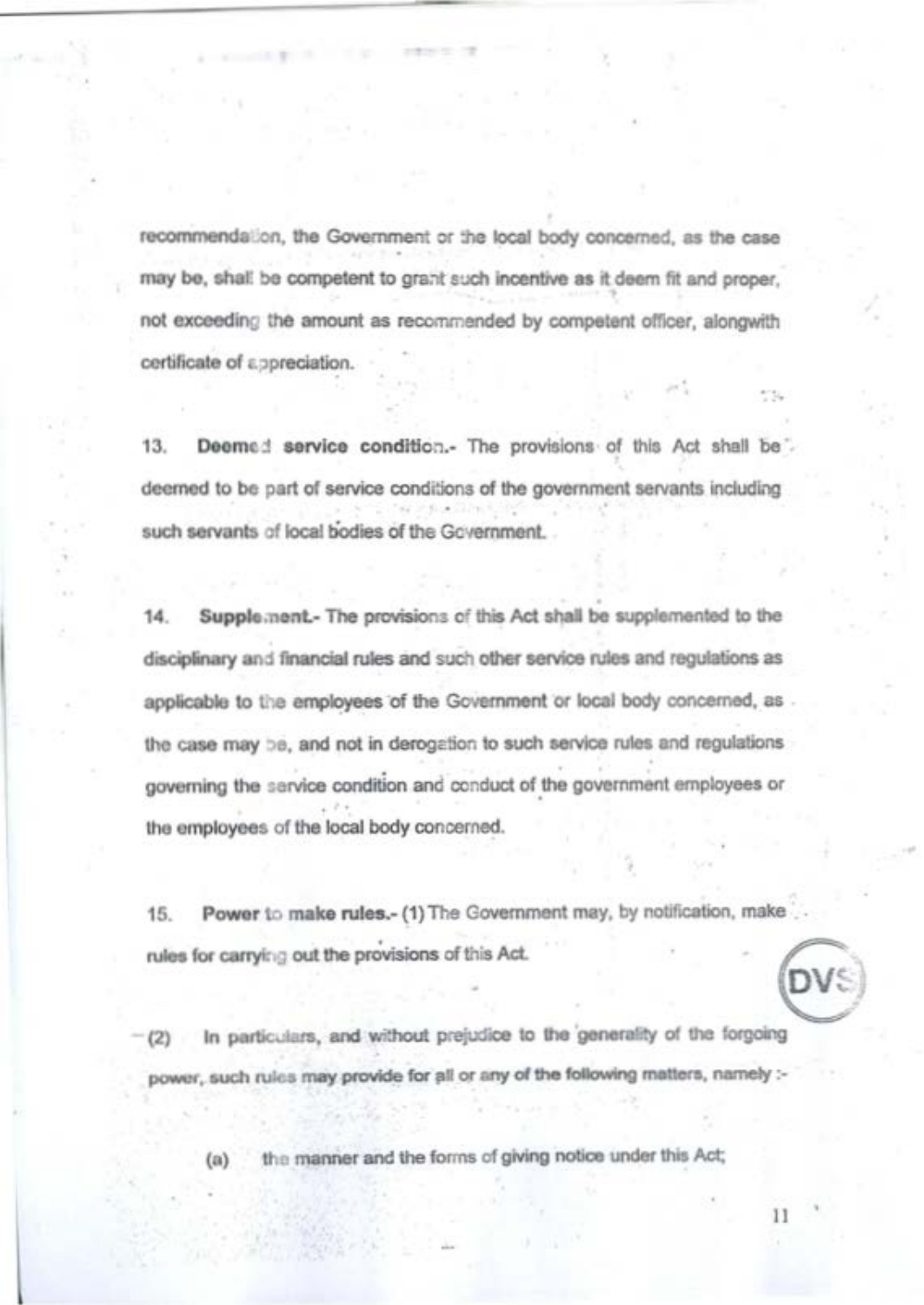recommendation, the Government or the local body concerned, as the case may be, shall be competent to grant such incentive as it deem fit and proper, not exceeding the amount as recommended by competent officer, alongwith certificate of appreciation.

13. **Deemed service condition.-** The provisions of this Act shall be deemed to be part of service conditions of the government servants including such servants of local bodies of the Government.

14. **Supplement.-** The provisions of this Act shall be supplemented to the disciplinary and financial rules and such other service rules and regulations as applicable to the employees of the Government or local body concerned, as the case may be, and not in derogation to such service rules and regulations governing the service condition and conduct of the government employees or the employees of the local body concerned.

15. **Power to make rules.-** (1) The Government may, by notification, make rules for carrying out the provisions of this Act.

(2) In particulars, and without prejudice to the generality of the forgoing power, such rules may provide for all or any of the following matters, namely :-

(a) the manner and the forms of giving notice under this Act;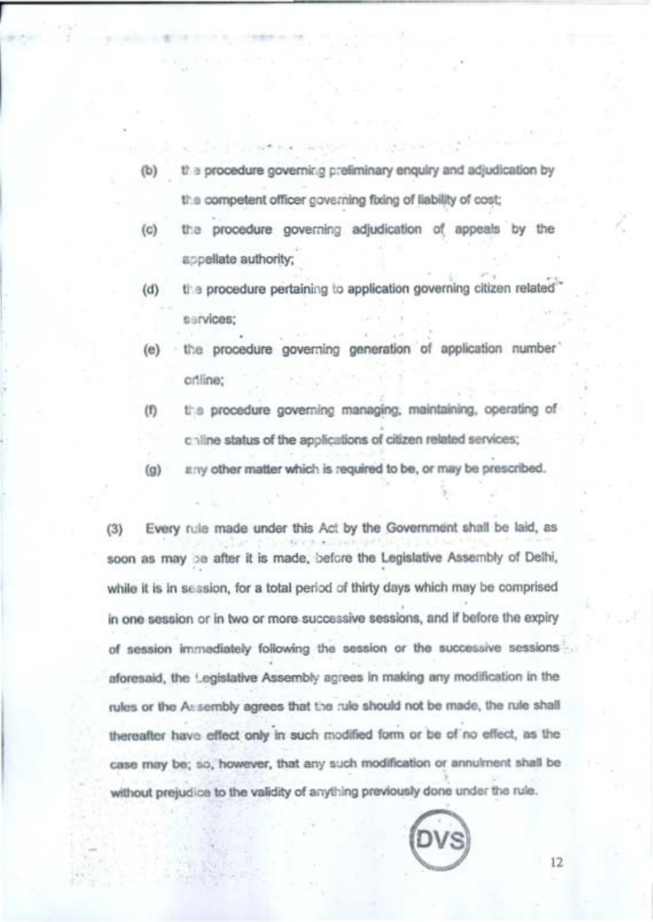(b) the procedure governing preliminary enquiry and adjudication by the competent officer governing fixing of liability of cost;

(c) the procedure governing adjudication of appeals by the appellate authority;

(d) the procedure pertaining to application governing citizen related services;

(e) the procedure governing generation of application number online;

(f) the procedure governing managing, maintaining, operating of online status of the applications of citizen related services;

(g) any other matter which is required to be, or may be prescribed.

(3) Every rule made under this Act by the Government shall be laid, as soon as may be after it is made, before the Legislative Assembly of Delhi, while it is in session, for a total period of thirty days which may be comprised in one session or in two or more successive sessions, and if before the expiry of session immediately following the session or the successive sessions aforesaid, the Legislative Assembly agrees in making any modification in the rules or the Assembly agrees that the rule should not be made, the rule shall thereafter have effect only in such modified form or be of no effect, as the case may be; so, however, that any such modification or annulment shall be without prejudice to the validity of anything previously done under the rule.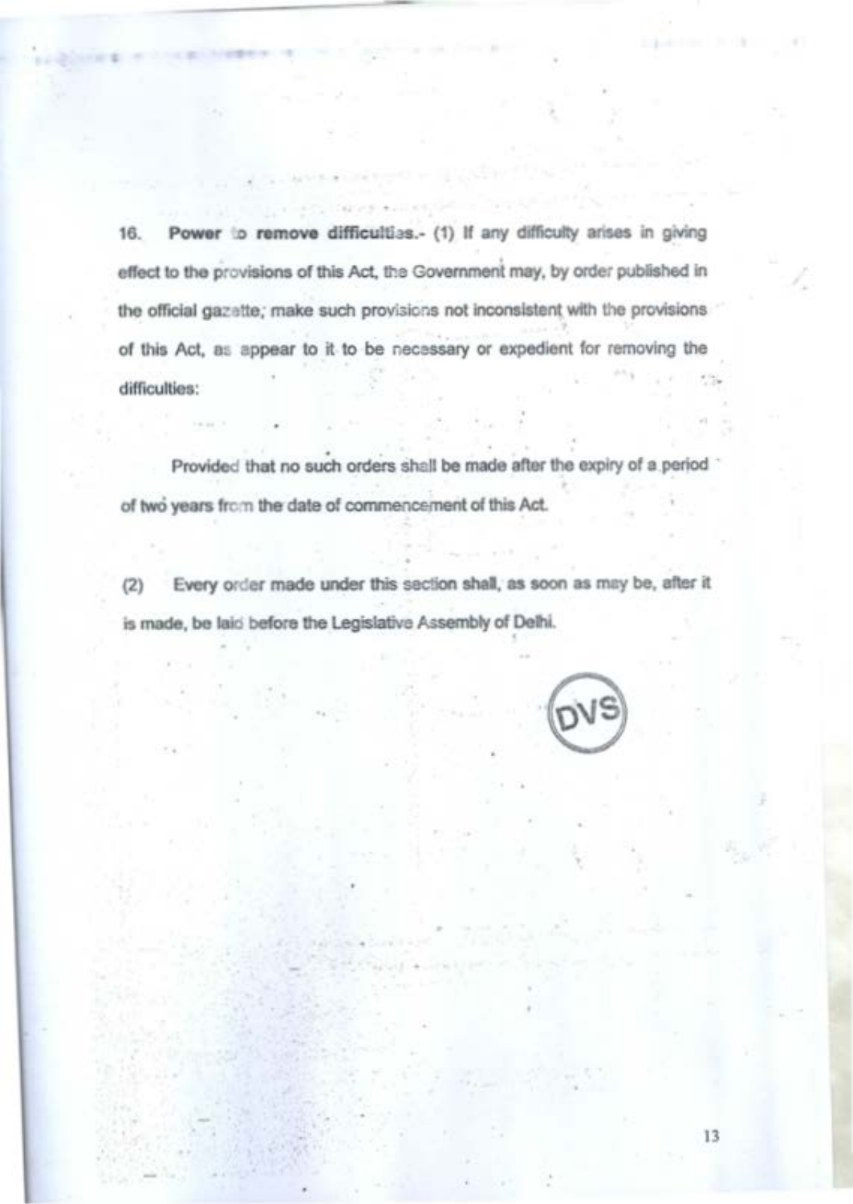16. **Power to remove difficulties.**- (1) If any difficulty arises in giving effect to the provisions of this Act, the Government may, by order published in the official gazette, make such provisions not inconsistent with the provisions of this Act, as appear to it to be necessary or expedient for removing the difficulties:

Provided that no such orders shall be made after the expiry of a period of two years from the date of commencement of this Act.

(2) Every order made under this section shall, as soon as may be, after it is made, be laid before the Legislative Assembly of Delhi.